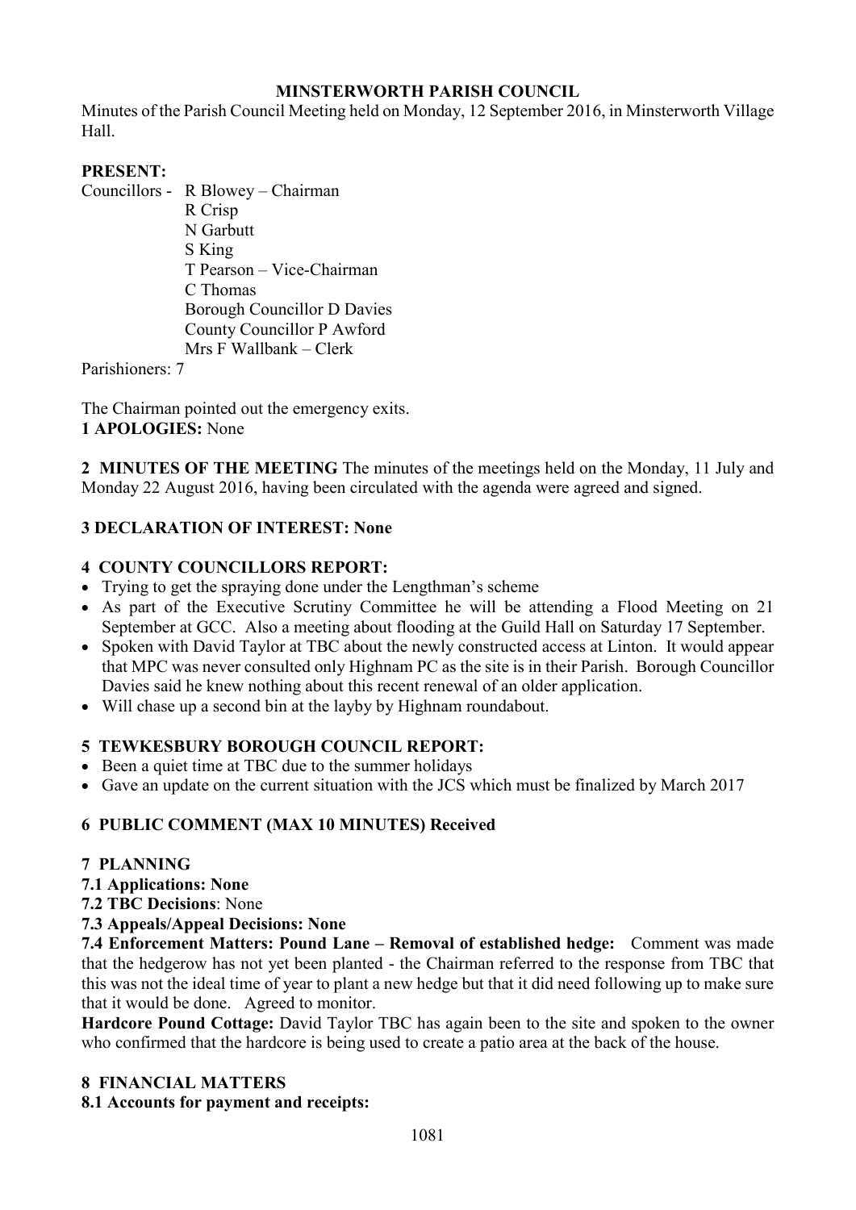# MINSTERWORTH PARISH COUNCIL

Minutes of the Parish Council Meeting held on Monday, 12 September 2016, in Minsterworth Village Hall.

**PRESENT:**

Councillors - R Blowey – Chairman
R Crisp
N Garbutt
S King
T Pearson – Vice-Chairman
C Thomas
Borough Councillor D Davies
County Councillor P Awford
Mrs F Wallbank – Clerk

Parishioners: 7

The Chairman pointed out the emergency exits.

**1 APOLOGIES:** None

**2 MINUTES OF THE MEETING** The minutes of the meetings held on the Monday, 11 July and Monday 22 August 2016, having been circulated with the agenda were agreed and signed.

**3 DECLARATION OF INTEREST: None**

**4 COUNTY COUNCILLORS REPORT:**

- Trying to get the spraying done under the Lengthman's scheme
- As part of the Executive Scrutiny Committee he will be attending a Flood Meeting on 21 September at GCC. Also a meeting about flooding at the Guild Hall on Saturday 17 September.
- Spoken with David Taylor at TBC about the newly constructed access at Linton. It would appear that MPC was never consulted only Highnam PC as the site is in their Parish. Borough Councillor Davies said he knew nothing about this recent renewal of an older application.
- Will chase up a second bin at the layby by Highnam roundabout.

**5 TEWKESBURY BOROUGH COUNCIL REPORT:**

- Been a quiet time at TBC due to the summer holidays
- Gave an update on the current situation with the JCS which must be finalized by March 2017

**6 PUBLIC COMMENT (MAX 10 MINUTES) Received**

**7 PLANNING**

**7.1 Applications: None**

**7.2 TBC Decisions**: None

**7.3 Appeals/Appeal Decisions: None**

**7.4 Enforcement Matters: Pound Lane – Removal of established hedge:** Comment was made that the hedgerow has not yet been planted - the Chairman referred to the response from TBC that this was not the ideal time of year to plant a new hedge but that it did need following up to make sure that it would be done. Agreed to monitor.

**Hardcore Pound Cottage:** David Taylor TBC has again been to the site and spoken to the owner who confirmed that the hardcore is being used to create a patio area at the back of the house.

**8 FINANCIAL MATTERS**

**8.1 Accounts for payment and receipts:**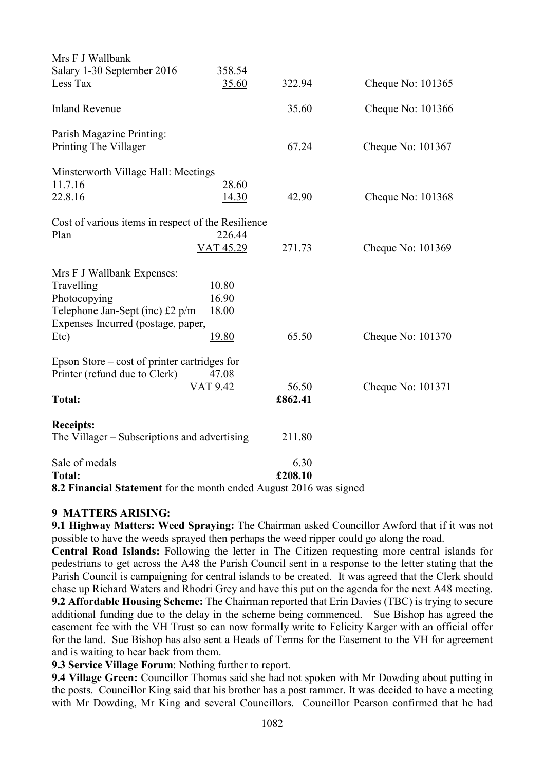| | | | |
|---|---|---|---|
| Mrs F J Wallbank | | | |
| Salary 1-30 September 2016 | 358.54 | | |
| Less Tax | 35.60 | 322.94 | Cheque No: 101365 |
| Inland Revenue | | 35.60 | Cheque No: 101366 |
| Parish Magazine Printing: | | | |
| Printing The Villager | | 67.24 | Cheque No: 101367 |
| Minsterworth Village Hall: Meetings | | | |
| 11.7.16 | 28.60 | | |
| 22.8.16 | 14.30 | 42.90 | Cheque No: 101368 |
| Cost of various items in respect of the Resilience | | | |
| Plan | 226.44 | | |
| | VAT 45.29 | 271.73 | Cheque No: 101369 |
| Mrs F J Wallbank Expenses: | | | |
| Travelling | 10.80 | | |
| Photocopying | 16.90 | | |
| Telephone Jan-Sept (inc) £2 p/m | 18.00 | | |
| Expenses Incurred (postage, paper, | | | |
| Etc) | 19.80 | 65.50 | Cheque No: 101370 |
| Epson Store – cost of printer cartridges for | | | |
| Printer (refund due to Clerk) | 47.08 | | |
| | VAT 9.42 | 56.50 | Cheque No: 101371 |
| **Total:** | | **£862.41** | |

**Receipts:**

| | |
|---|---|
| The Villager – Subscriptions and advertising | 211.80 |
| Sale of medals | 6.30 |
| **Total:** | **£208.10** |

**8.2 Financial Statement** for the month ended August 2016 was signed

**9 MATTERS ARISING:**

**9.1 Highway Matters: Weed Spraying:** The Chairman asked Councillor Awford that if it was not possible to have the weeds sprayed then perhaps the weed ripper could go along the road.

**Central Road Islands:** Following the letter in The Citizen requesting more central islands for pedestrians to get across the A48 the Parish Council sent in a response to the letter stating that the Parish Council is campaigning for central islands to be created. It was agreed that the Clerk should chase up Richard Waters and Rhodri Grey and have this put on the agenda for the next A48 meeting.

**9.2 Affordable Housing Scheme:** The Chairman reported that Erin Davies (TBC) is trying to secure additional funding due to the delay in the scheme being commenced. Sue Bishop has agreed the easement fee with the VH Trust so can now formally write to Felicity Karger with an official offer for the land. Sue Bishop has also sent a Heads of Terms for the Easement to the VH for agreement and is waiting to hear back from them.

**9.3 Service Village Forum**: Nothing further to report.

**9.4 Village Green:** Councillor Thomas said she had not spoken with Mr Dowding about putting in the posts. Councillor King said that his brother has a post rammer. It was decided to have a meeting with Mr Dowding, Mr King and several Councillors. Councillor Pearson confirmed that he had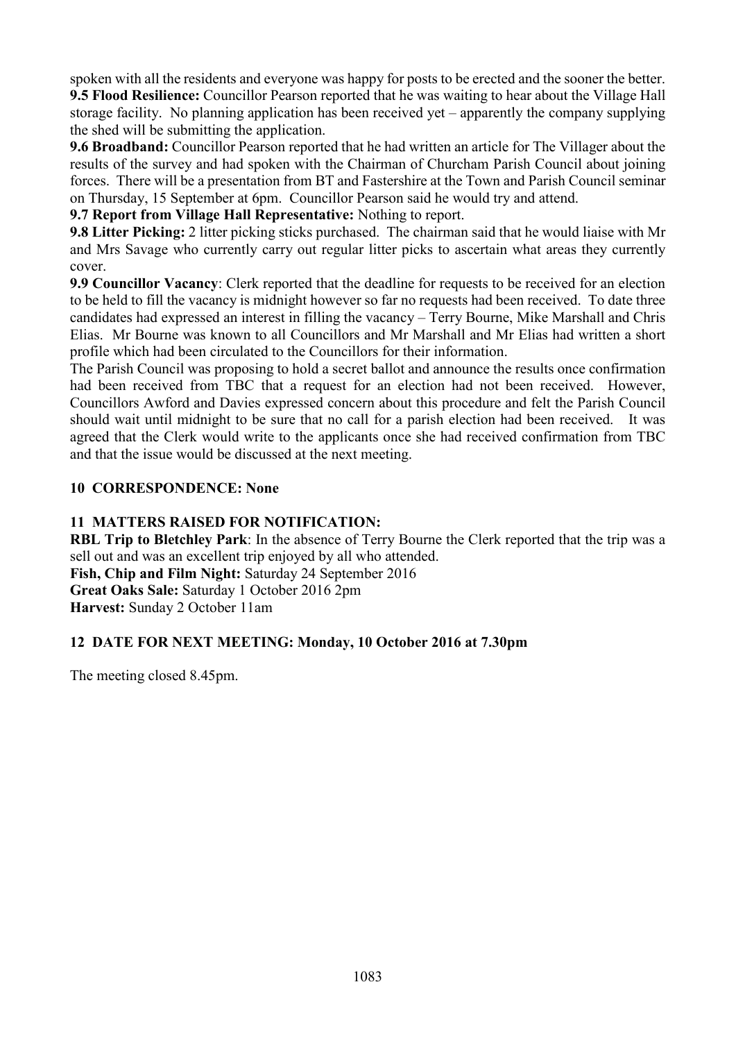spoken with all the residents and everyone was happy for posts to be erected and the sooner the better.

**9.5 Flood Resilience:** Councillor Pearson reported that he was waiting to hear about the Village Hall storage facility. No planning application has been received yet – apparently the company supplying the shed will be submitting the application.

**9.6 Broadband:** Councillor Pearson reported that he had written an article for The Villager about the results of the survey and had spoken with the Chairman of Churcham Parish Council about joining forces. There will be a presentation from BT and Fastershire at the Town and Parish Council seminar on Thursday, 15 September at 6pm. Councillor Pearson said he would try and attend.

**9.7 Report from Village Hall Representative:** Nothing to report.

**9.8 Litter Picking:** 2 litter picking sticks purchased. The chairman said that he would liaise with Mr and Mrs Savage who currently carry out regular litter picks to ascertain what areas they currently cover.

**9.9 Councillor Vacancy**: Clerk reported that the deadline for requests to be received for an election to be held to fill the vacancy is midnight however so far no requests had been received. To date three candidates had expressed an interest in filling the vacancy – Terry Bourne, Mike Marshall and Chris Elias. Mr Bourne was known to all Councillors and Mr Marshall and Mr Elias had written a short profile which had been circulated to the Councillors for their information.

The Parish Council was proposing to hold a secret ballot and announce the results once confirmation had been received from TBC that a request for an election had not been received. However, Councillors Awford and Davies expressed concern about this procedure and felt the Parish Council should wait until midnight to be sure that no call for a parish election had been received. It was agreed that the Clerk would write to the applicants once she had received confirmation from TBC and that the issue would be discussed at the next meeting.

## 10 CORRESPONDENCE: None

## 11 MATTERS RAISED FOR NOTIFICATION:

**RBL Trip to Bletchley Park**: In the absence of Terry Bourne the Clerk reported that the trip was a sell out and was an excellent trip enjoyed by all who attended.

**Fish, Chip and Film Night:** Saturday 24 September 2016

**Great Oaks Sale:** Saturday 1 October 2016 2pm

**Harvest:** Sunday 2 October 11am

## 12 DATE FOR NEXT MEETING: Monday, 10 October 2016 at 7.30pm

The meeting closed 8.45pm.